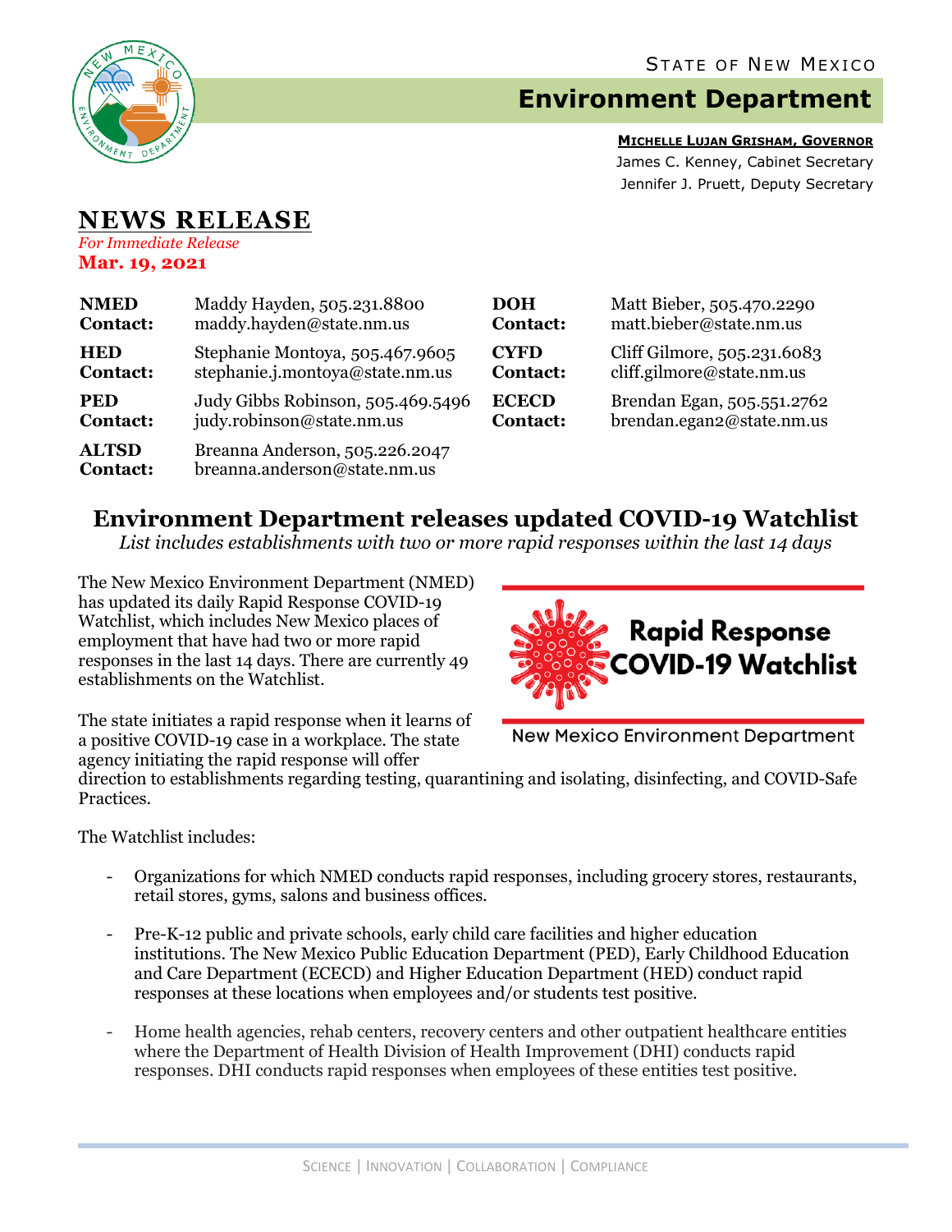STATE OF NEW MEXICO

# Environment Department

**MICHELLE LUJAN GRISHAM, GOVERNOR**
James C. Kenney, Cabinet Secretary
Jennifer J. Pruett, Deputy Secretary

## NEWS RELEASE

*For Immediate Release*
**Mar. 19, 2021**

| | | | |
|---|---|---|---|
| **NMED Contact:** | Maddy Hayden, 505.231.8800 maddy.hayden@state.nm.us | **DOH Contact:** | Matt Bieber, 505.470.2290 matt.bieber@state.nm.us |
| **HED Contact:** | Stephanie Montoya, 505.467.9605 stephanie.j.montoya@state.nm.us | **CYFD Contact:** | Cliff Gilmore, 505.231.6083 cliff.gilmore@state.nm.us |
| **PED Contact:** | Judy Gibbs Robinson, 505.469.5496 judy.robinson@state.nm.us | **ECECD Contact:** | Brendan Egan, 505.551.2762 brendan.egan2@state.nm.us |
| **ALTSD Contact:** | Breanna Anderson, 505.226.2047 breanna.anderson@state.nm.us | | |

## Environment Department releases updated COVID-19 Watchlist

*List includes establishments with two or more rapid responses within the last 14 days*

The New Mexico Environment Department (NMED) has updated its daily Rapid Response COVID-19 Watchlist, which includes New Mexico places of employment that have had two or more rapid responses in the last 14 days. There are currently 49 establishments on the Watchlist.

Rapid Response COVID-19 Watchlist

New Mexico Environment Department

The state initiates a rapid response when it learns of a positive COVID-19 case in a workplace. The state agency initiating the rapid response will offer direction to establishments regarding testing, quarantining and isolating, disinfecting, and COVID-Safe Practices.

The Watchlist includes:

- Organizations for which NMED conducts rapid responses, including grocery stores, restaurants, retail stores, gyms, salons and business offices.
- Pre-K-12 public and private schools, early child care facilities and higher education institutions. The New Mexico Public Education Department (PED), Early Childhood Education and Care Department (ECECD) and Higher Education Department (HED) conduct rapid responses at these locations when employees and/or students test positive.
- Home health agencies, rehab centers, recovery centers and other outpatient healthcare entities where the Department of Health Division of Health Improvement (DHI) conducts rapid responses. DHI conducts rapid responses when employees of these entities test positive.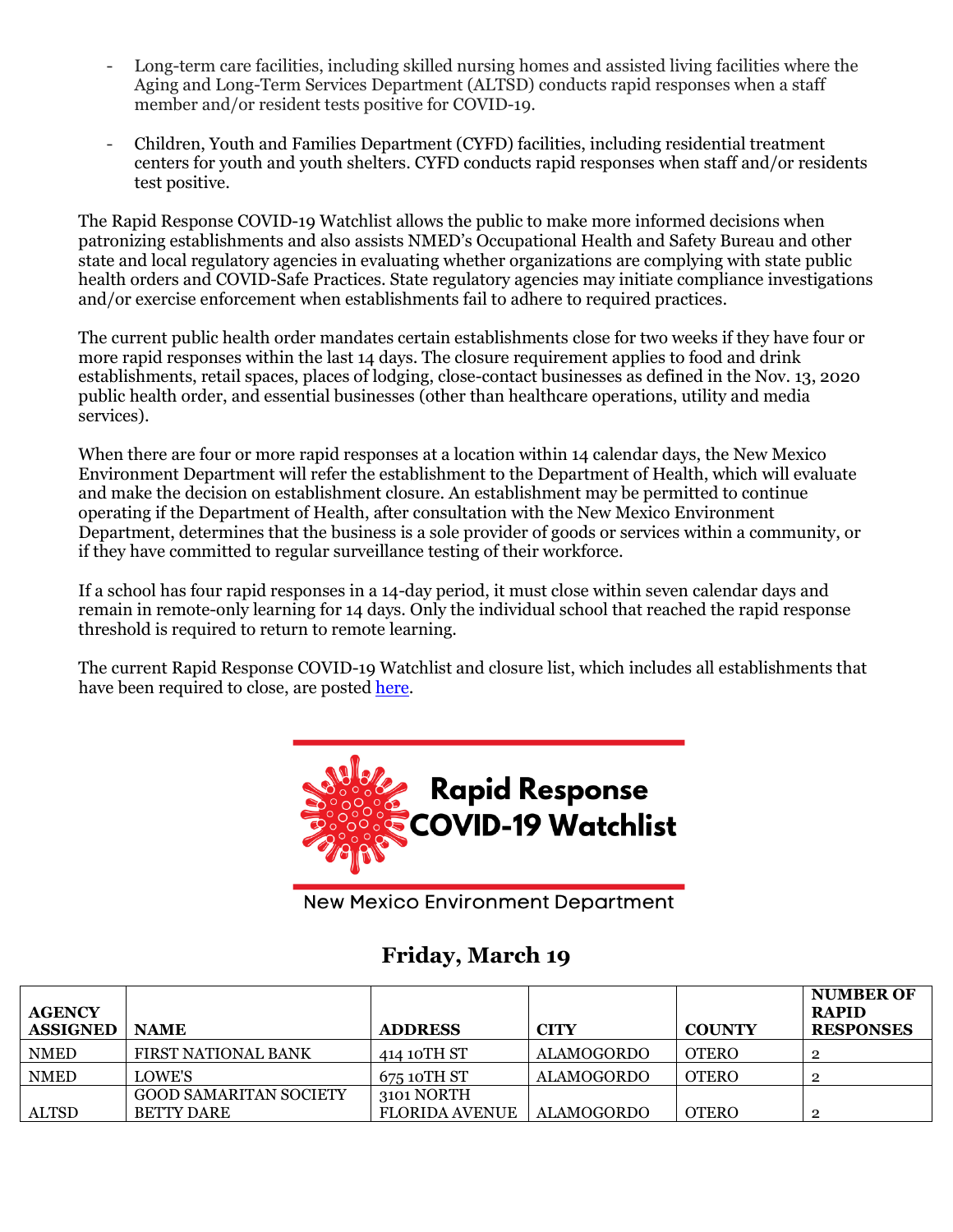- Long-term care facilities, including skilled nursing homes and assisted living facilities where the Aging and Long-Term Services Department (ALTSD) conducts rapid responses when a staff member and/or resident tests positive for COVID-19.

- Children, Youth and Families Department (CYFD) facilities, including residential treatment centers for youth and youth shelters. CYFD conducts rapid responses when staff and/or residents test positive.

The Rapid Response COVID-19 Watchlist allows the public to make more informed decisions when patronizing establishments and also assists NMED's Occupational Health and Safety Bureau and other state and local regulatory agencies in evaluating whether organizations are complying with state public health orders and COVID-Safe Practices. State regulatory agencies may initiate compliance investigations and/or exercise enforcement when establishments fail to adhere to required practices.

The current public health order mandates certain establishments close for two weeks if they have four or more rapid responses within the last 14 days. The closure requirement applies to food and drink establishments, retail spaces, places of lodging, close-contact businesses as defined in the Nov. 13, 2020 public health order, and essential businesses (other than healthcare operations, utility and media services).

When there are four or more rapid responses at a location within 14 calendar days, the New Mexico Environment Department will refer the establishment to the Department of Health, which will evaluate and make the decision on establishment closure. An establishment may be permitted to continue operating if the Department of Health, after consultation with the New Mexico Environment Department, determines that the business is a sole provider of goods or services within a community, or if they have committed to regular surveillance testing of their workforce.

If a school has four rapid responses in a 14-day period, it must close within seven calendar days and remain in remote-only learning for 14 days. Only the individual school that reached the rapid response threshold is required to return to remote learning.

The current Rapid Response COVID-19 Watchlist and closure list, which includes all establishments that have been required to close, are posted here.

**Rapid Response COVID-19 Watchlist**

New Mexico Environment Department

## Friday, March 19

| AGENCY ASSIGNED | NAME | ADDRESS | CITY | COUNTY | NUMBER OF RAPID RESPONSES |
|---|---|---|---|---|---|
| NMED | FIRST NATIONAL BANK | 414 10TH ST | ALAMOGORDO | OTERO | 2 |
| NMED | LOWE'S | 675 10TH ST | ALAMOGORDO | OTERO | 2 |
| ALTSD | GOOD SAMARITAN SOCIETY BETTY DARE | 3101 NORTH FLORIDA AVENUE | ALAMOGORDO | OTERO | 2 |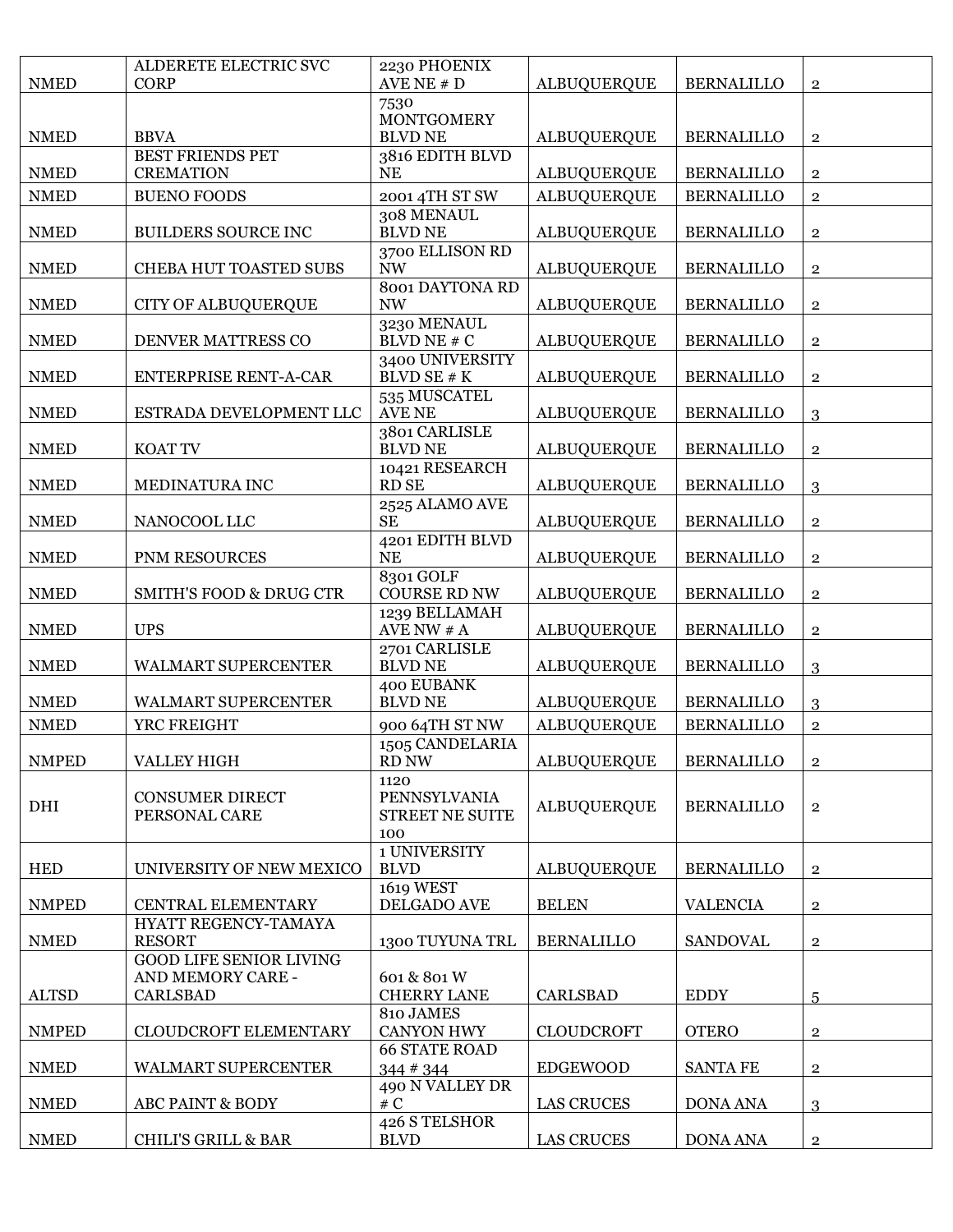| | | | | | |
|---|---|---|---|---|---|
| NMED | ALDERETE ELECTRIC SVC CORP | 2230 PHOENIX AVE NE # D | ALBUQUERQUE | BERNALILLO | 2 |
| NMED | BBVA | 7530 MONTGOMERY BLVD NE | ALBUQUERQUE | BERNALILLO | 2 |
| NMED | BEST FRIENDS PET CREMATION | 3816 EDITH BLVD NE | ALBUQUERQUE | BERNALILLO | 2 |
| NMED | BUENO FOODS | 2001 4TH ST SW | ALBUQUERQUE | BERNALILLO | 2 |
| NMED | BUILDERS SOURCE INC | 308 MENAUL BLVD NE | ALBUQUERQUE | BERNALILLO | 2 |
| NMED | CHEBA HUT TOASTED SUBS | 3700 ELLISON RD NW | ALBUQUERQUE | BERNALILLO | 2 |
| NMED | CITY OF ALBUQUERQUE | 8001 DAYTONA RD NW | ALBUQUERQUE | BERNALILLO | 2 |
| NMED | DENVER MATTRESS CO | 3230 MENAUL BLVD NE # C | ALBUQUERQUE | BERNALILLO | 2 |
| NMED | ENTERPRISE RENT-A-CAR | 3400 UNIVERSITY BLVD SE # K | ALBUQUERQUE | BERNALILLO | 2 |
| NMED | ESTRADA DEVELOPMENT LLC | 535 MUSCATEL AVE NE | ALBUQUERQUE | BERNALILLO | 3 |
| NMED | KOAT TV | 3801 CARLISLE BLVD NE | ALBUQUERQUE | BERNALILLO | 2 |
| NMED | MEDINATURA INC | 10421 RESEARCH RD SE | ALBUQUERQUE | BERNALILLO | 3 |
| NMED | NANOCOOL LLC | 2525 ALAMO AVE SE | ALBUQUERQUE | BERNALILLO | 2 |
| NMED | PNM RESOURCES | 4201 EDITH BLVD NE | ALBUQUERQUE | BERNALILLO | 2 |
| NMED | SMITH'S FOOD & DRUG CTR | 8301 GOLF COURSE RD NW | ALBUQUERQUE | BERNALILLO | 2 |
| NMED | UPS | 1239 BELLAMAH AVE NW # A | ALBUQUERQUE | BERNALILLO | 2 |
| NMED | WALMART SUPERCENTER | 2701 CARLISLE BLVD NE | ALBUQUERQUE | BERNALILLO | 3 |
| NMED | WALMART SUPERCENTER | 400 EUBANK BLVD NE | ALBUQUERQUE | BERNALILLO | 3 |
| NMED | YRC FREIGHT | 900 64TH ST NW | ALBUQUERQUE | BERNALILLO | 2 |
| NMPED | VALLEY HIGH | 1505 CANDELARIA RD NW | ALBUQUERQUE | BERNALILLO | 2 |
| DHI | CONSUMER DIRECT PERSONAL CARE | 1120 PENNSYLVANIA STREET NE SUITE 100 | ALBUQUERQUE | BERNALILLO | 2 |
| HED | UNIVERSITY OF NEW MEXICO | 1 UNIVERSITY BLVD | ALBUQUERQUE | BERNALILLO | 2 |
| NMPED | CENTRAL ELEMENTARY | 1619 WEST DELGADO AVE | BELEN | VALENCIA | 2 |
| NMED | HYATT REGENCY-TAMAYA RESORT | 1300 TUYUNA TRL | BERNALILLO | SANDOVAL | 2 |
| ALTSD | GOOD LIFE SENIOR LIVING AND MEMORY CARE - CARLSBAD | 601 & 801 W CHERRY LANE | CARLSBAD | EDDY | 5 |
| NMPED | CLOUDCROFT ELEMENTARY | 810 JAMES CANYON HWY | CLOUDCROFT | OTERO | 2 |
| NMED | WALMART SUPERCENTER | 66 STATE ROAD 344 # 344 | EDGEWOOD | SANTA FE | 2 |
| NMED | ABC PAINT & BODY | 490 N VALLEY DR # C | LAS CRUCES | DONA ANA | 3 |
| NMED | CHILI'S GRILL & BAR | 426 S TELSHOR BLVD | LAS CRUCES | DONA ANA | 2 |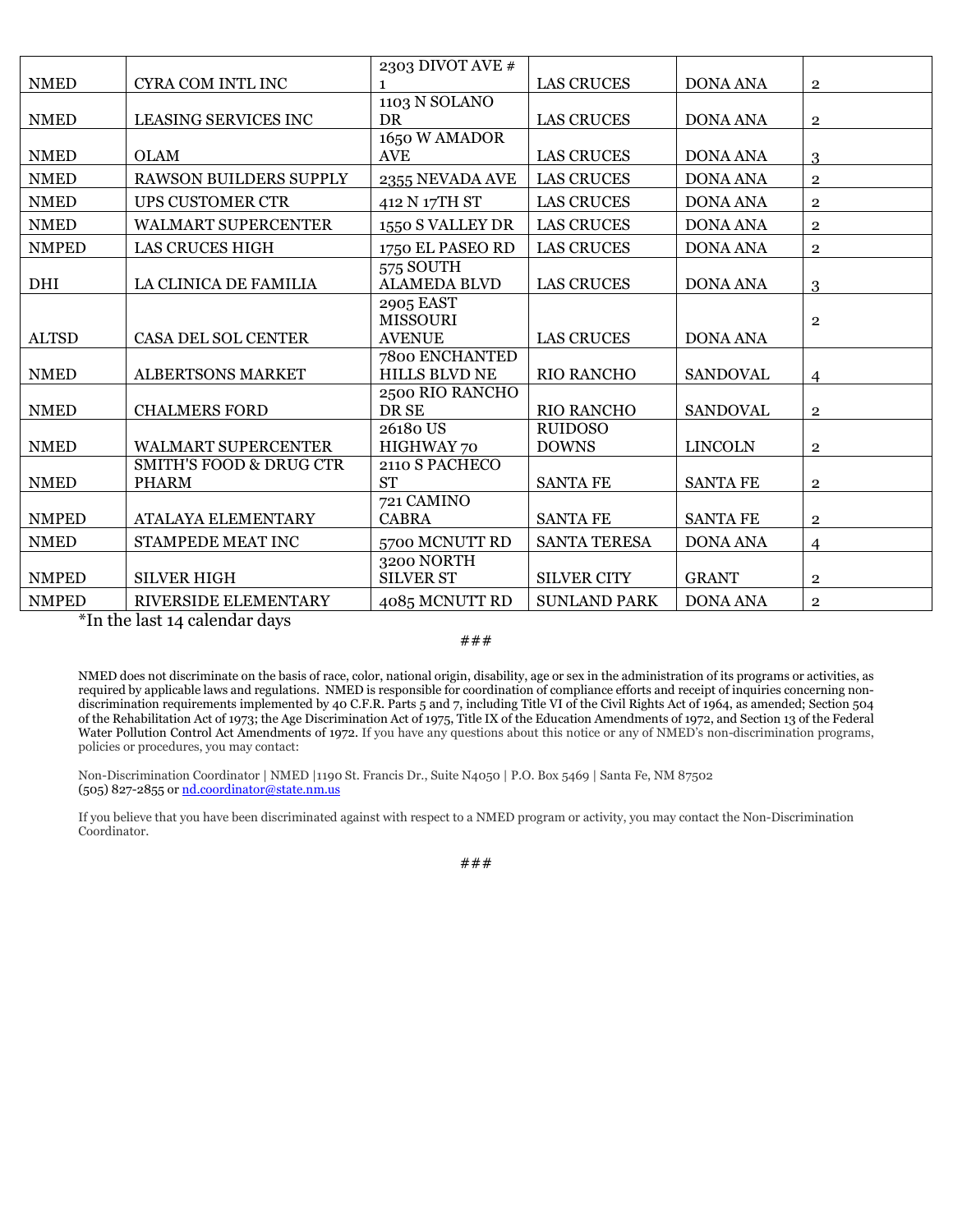| | | | | | |
|---|---|---|---|---|---|
| NMED | CYRA COM INTL INC | 2303 DIVOT AVE # 1 | LAS CRUCES | DONA ANA | 2 |
| NMED | LEASING SERVICES INC | 1103 N SOLANO DR | LAS CRUCES | DONA ANA | 2 |
| NMED | OLAM | 1650 W AMADOR AVE | LAS CRUCES | DONA ANA | 3 |
| NMED | RAWSON BUILDERS SUPPLY | 2355 NEVADA AVE | LAS CRUCES | DONA ANA | 2 |
| NMED | UPS CUSTOMER CTR | 412 N 17TH ST | LAS CRUCES | DONA ANA | 2 |
| NMED | WALMART SUPERCENTER | 1550 S VALLEY DR | LAS CRUCES | DONA ANA | 2 |
| NMPED | LAS CRUCES HIGH | 1750 EL PASEO RD | LAS CRUCES | DONA ANA | 2 |
| DHI | LA CLINICA DE FAMILIA | 575 SOUTH ALAMEDA BLVD | LAS CRUCES | DONA ANA | 3 |
| ALTSD | CASA DEL SOL CENTER | 2905 EAST MISSOURI AVENUE | LAS CRUCES | DONA ANA | 2 |
| NMED | ALBERTSONS MARKET | 7800 ENCHANTED HILLS BLVD NE | RIO RANCHO | SANDOVAL | 4 |
| NMED | CHALMERS FORD | 2500 RIO RANCHO DR SE | RIO RANCHO | SANDOVAL | 2 |
| NMED | WALMART SUPERCENTER | 26180 US HIGHWAY 70 | RUIDOSO DOWNS | LINCOLN | 2 |
| NMED | SMITH'S FOOD & DRUG CTR PHARM | 2110 S PACHECO ST | SANTA FE | SANTA FE | 2 |
| NMPED | ATALAYA ELEMENTARY | 721 CAMINO CABRA | SANTA FE | SANTA FE | 2 |
| NMED | STAMPEDE MEAT INC | 5700 MCNUTT RD | SANTA TERESA | DONA ANA | 4 |
| NMPED | SILVER HIGH | 3200 NORTH SILVER ST | SILVER CITY | GRANT | 2 |
| NMPED | RIVERSIDE ELEMENTARY | 4085 MCNUTT RD | SUNLAND PARK | DONA ANA | 2 |

*In the last 14 calendar days

###

NMED does not discriminate on the basis of race, color, national origin, disability, age or sex in the administration of its programs or activities, as required by applicable laws and regulations. NMED is responsible for coordination of compliance efforts and receipt of inquiries concerning non-discrimination requirements implemented by 40 C.F.R. Parts 5 and 7, including Title VI of the Civil Rights Act of 1964, as amended; Section 504 of the Rehabilitation Act of 1973; the Age Discrimination Act of 1975, Title IX of the Education Amendments of 1972, and Section 13 of the Federal Water Pollution Control Act Amendments of 1972. If you have any questions about this notice or any of NMED's non-discrimination programs, policies or procedures, you may contact:

Non-Discrimination Coordinator | NMED |1190 St. Francis Dr., Suite N4050 | P.O. Box 5469 | Santa Fe, NM 87502
(505) 827-2855 or nd.coordinator@state.nm.us

If you believe that you have been discriminated against with respect to a NMED program or activity, you may contact the Non-Discrimination Coordinator.

###